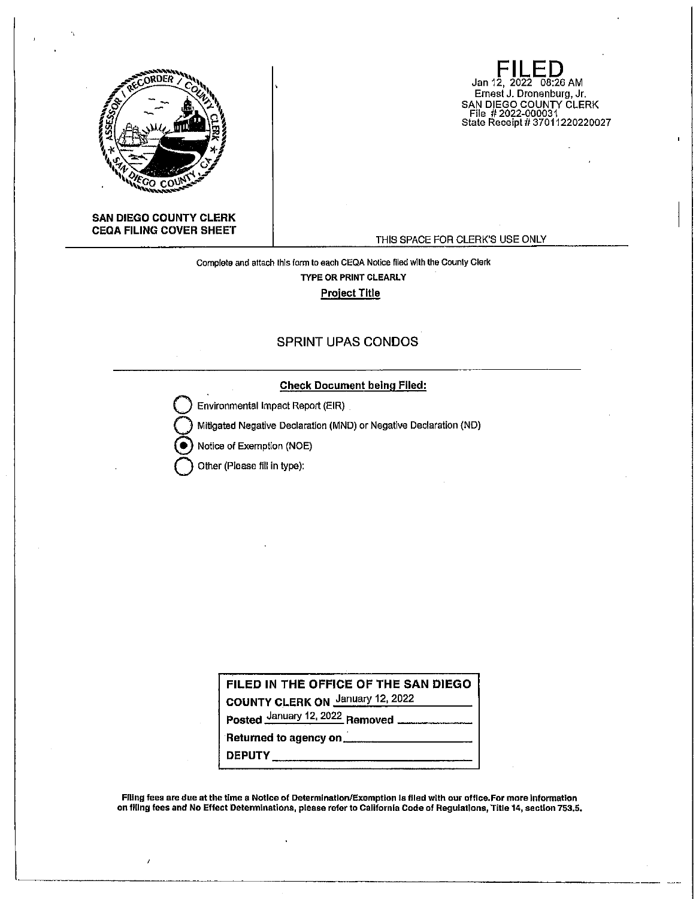**SAN DIEGO COUNTY CLERK**
**CEQA FILING COVER SHEET**

**FILED**
Jan 12, 2022 08:26 AM
Ernest J. Dronenburg, Jr.
SAN DIEGO COUNTY CLERK
File # 2022-000031
State Receipt # 37011220220027

THIS SPACE FOR CLERK'S USE ONLY

Complete and attach this form to each CEQA Notice filed with the County Clerk

**TYPE OR PRINT CLEARLY**

**Project Title**

SPRINT UPAS CONDOS

**Check Document being Filed:**

- ○ Environmental Impact Report (EIR)
- ○ Mitigated Negative Declaration (MND) or Negative Declaration (ND)
- ● Notice of Exemption (NOE)
- ○ Other (Please fill in type):

**FILED IN THE OFFICE OF THE SAN DIEGO COUNTY CLERK ON** January 12, 2022

**Posted** January 12, 2022 **Removed** ____________

**Returned to agency on** ____________

**DEPUTY** ____________

**Filing fees are due at the time a Notice of Determination/Exemption is filed with our office. For more information on filing fees and No Effect Determinations, please refer to California Code of Regulations, Title 14, section 753.5.**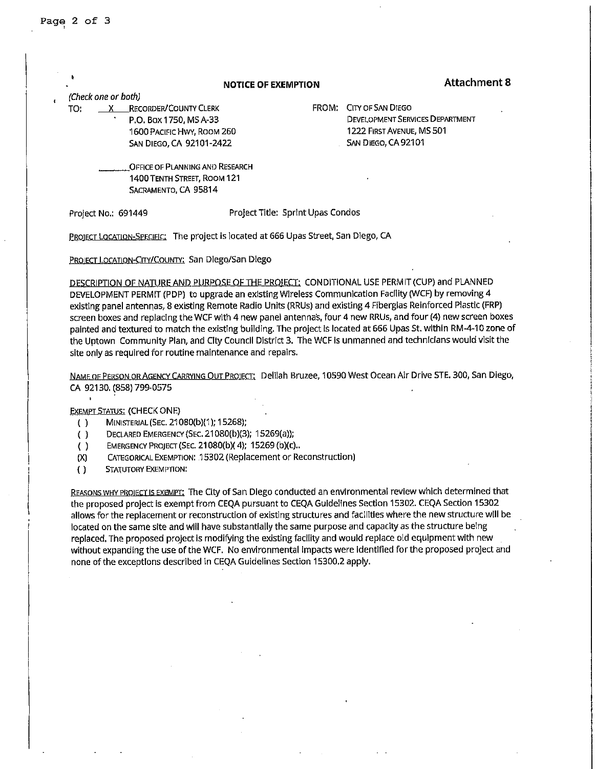# NOTICE OF EXEMPTION

**Attachment 8**

*(Check one or both)*

TO: X RECORDER/COUNTY CLERK
P.O. BOX 1750, MS A-33
1600 PACIFIC HWY, ROOM 260
SAN DIEGO, CA 92101-2422

_____ OFFICE OF PLANNING AND RESEARCH
1400 TENTH STREET, ROOM 121
SACRAMENTO, CA 95814

FROM: CITY OF SAN DIEGO
DEVELOPMENT SERVICES DEPARTMENT
1222 FIRST AVENUE, MS 501
SAN DIEGO, CA 92101

Project No.: 691449 Project Title: Sprint Upas Condos

PROJECT LOCATION-SPECIFIC: The project is located at 666 Upas Street, San Diego, CA

PROJECT LOCATION-CITY/COUNTY: San Diego/San Diego

DESCRIPTION OF NATURE AND PURPOSE OF THE PROJECT: CONDITIONAL USE PERMIT (CUP) and PLANNED DEVELOPMENT PERMIT (PDP) to upgrade an existing Wireless Communication Facility (WCF) by removing 4 existing panel antennas, 8 existing Remote Radio Units (RRUs) and existing 4 Fiberglas Reinforced Plastic (FRP) screen boxes and replacing the WCF with 4 new panel antennas, four 4 new RRUs, and four (4) new screen boxes painted and textured to match the existing building. The project is located at 666 Upas St. within RM-4-10 zone of the Uptown Community Plan, and City Council District 3. The WCF is unmanned and technicians would visit the site only as required for routine maintenance and repairs.

NAME OF PERSON OR AGENCY CARRYING OUT PROJECT: Delilah Bruzee, 10590 West Ocean Air Drive STE. 300, San Diego, CA 92130. (858) 799-0575

EXEMPT STATUS: (CHECK ONE)

- ( ) MINISTERIAL (SEC. 21080(b)(1); 15268);
- ( ) DECLARED EMERGENCY (SEC. 21080(b)(3); 15269(a));
- ( ) EMERGENCY PROJECT (SEC. 21080(b)(4); 15269 (b)(c)..
- (X) CATEGORICAL EXEMPTION: 15302 (Replacement or Reconstruction)
- ( ) STATUTORY EXEMPTION:

REASONS WHY PROJECT IS EXEMPT: The City of San Diego conducted an environmental review which determined that the proposed project is exempt from CEQA pursuant to CEQA Guidelines Section 15302. CEQA Section 15302 allows for the replacement or reconstruction of existing structures and facilities where the new structure will be located on the same site and will have substantially the same purpose and capacity as the structure being replaced. The proposed project is modifying the existing facility and would replace old equipment with new without expanding the use of the WCF. No environmental impacts were identified for the proposed project and none of the exceptions described in CEQA Guidelines Section 15300.2 apply.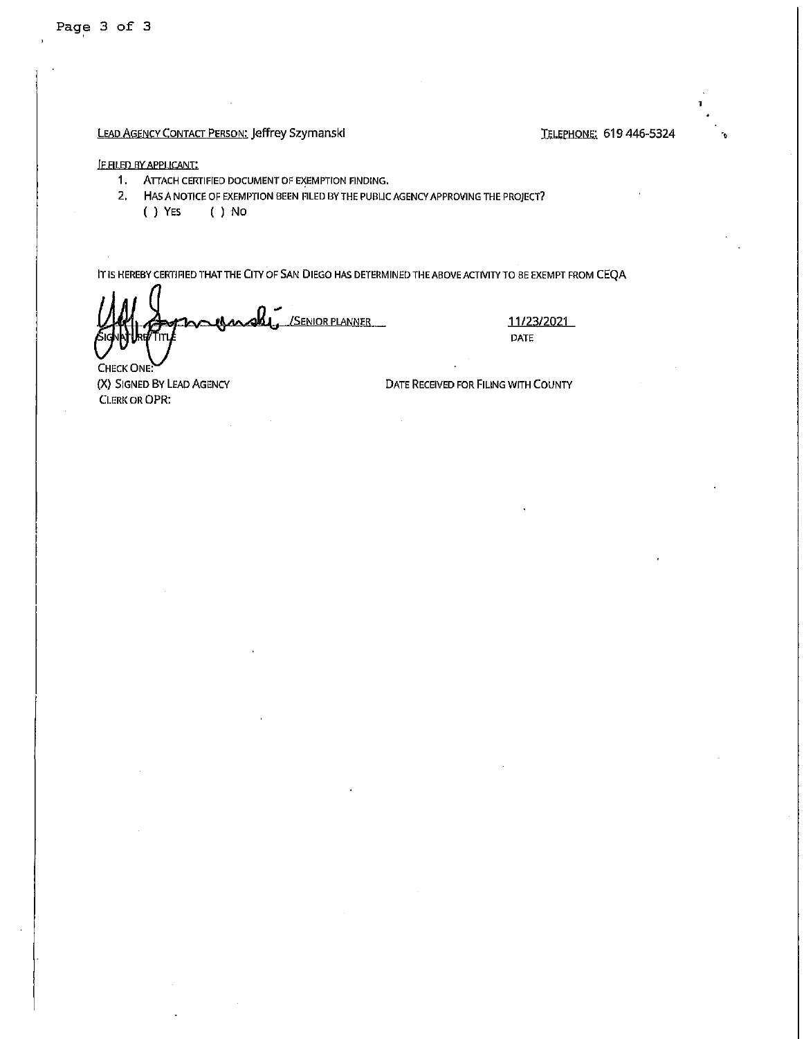LEAD AGENCY CONTACT PERSON: Jeffrey Szymanski TELEPHONE: 619 446-5324

IF FILED BY APPLICANT:

1. ATTACH CERTIFIED DOCUMENT OF EXEMPTION FINDING.
2. HAS A NOTICE OF EXEMPTION BEEN FILED BY THE PUBLIC AGENCY APPROVING THE PROJECT?
   ( ) YES ( ) NO

IT IS HEREBY CERTIFIED THAT THE CITY OF SAN DIEGO HAS DETERMINED THE ABOVE ACTIVITY TO BE EXEMPT FROM CEQA

/SENIOR PLANNER 11/23/2021

SIGNATURE/TITLE DATE

CHECK ONE:

(X) SIGNED BY LEAD AGENCY DATE RECEIVED FOR FILING WITH COUNTY CLERK OR OPR: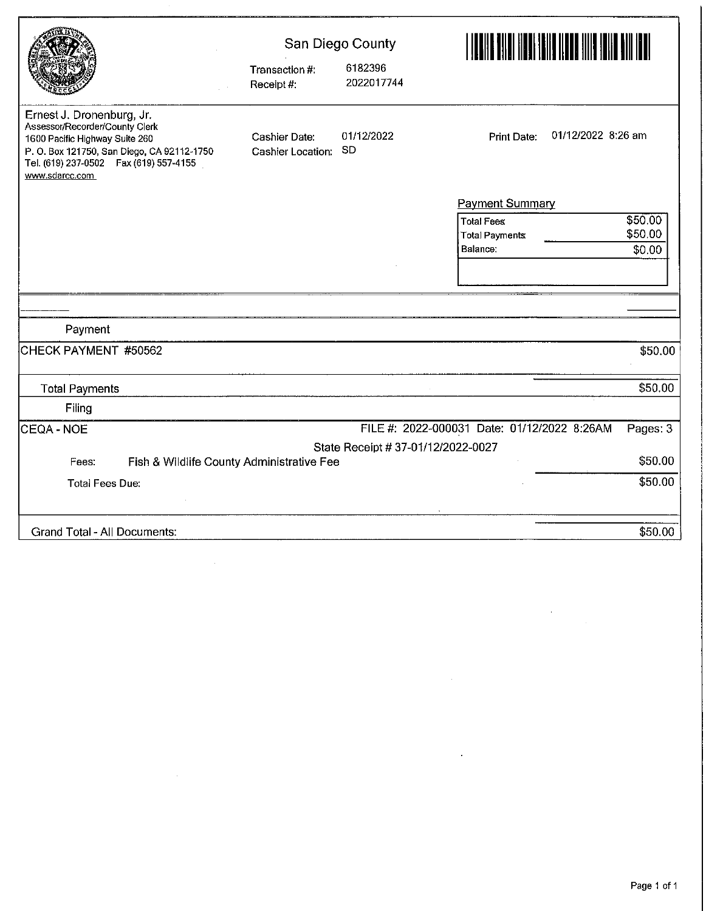# San Diego County

Transaction #: 6182396
Receipt #: 2022017744

Ernest J. Dronenburg, Jr.
Assessor/Recorder/County Clerk
1600 Pacific Highway Suite 260
P. O. Box 121750, San Diego, CA 92112-1750
Tel. (619) 237-0502 Fax (619) 557-4155
www.sdarcc.com

Cashier Date: 01/12/2022
Cashier Location: SD

Print Date: 01/12/2022 8:26 am

**Payment Summary**

| | |
|---|---|
| Total Fees | $50.00 |
| Total Payments | $50.00 |
| Balance: | $0.00 |

## Payment

| | |
|---|---|
| CHECK PAYMENT #50562 | $50.00 |
| Total Payments | $50.00 |

## Filing

CEQA - NOE    FILE #: 2022-000031 Date: 01/12/2022 8:26AM    Pages: 3

State Receipt # 37-01/12/2022-0027

| | |
|---|---|
| Fees: Fish & Wildlife County Administrative Fee | $50.00 |
| Total Fees Due: | $50.00 |
| Grand Total - All Documents: | $50.00 |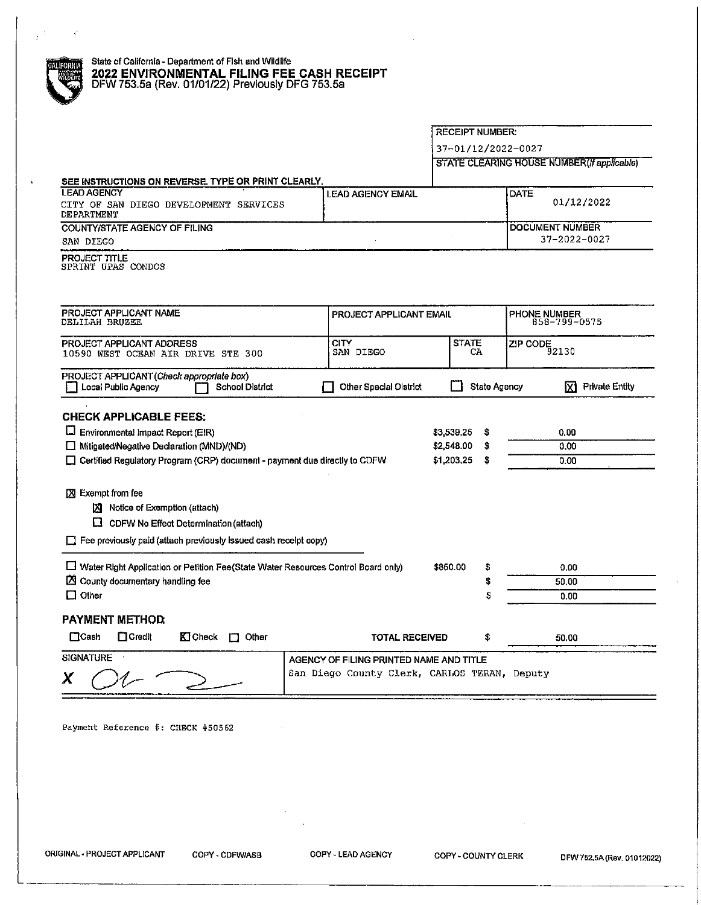State of California - Department of Fish and Wildlife

# 2022 ENVIRONMENTAL FILING FEE CASH RECEIPT

DFW 753.5a (Rev. 01/01/22) Previously DFG 753.5a

| | |
|---|---|
| RECEIPT NUMBER: | 37-01/12/2022-0027 |
| STATE CLEARING HOUSE NUMBER (*If applicable*) | |

**SEE INSTRUCTIONS ON REVERSE. TYPE OR PRINT CLEARLY.**

| LEAD AGENCY | LEAD AGENCY EMAIL | DATE |
|---|---|---|
| CITY OF SAN DIEGO DEVELOPMENT SERVICES DEPARTMENT | | 01/12/2022 |

| COUNTY/STATE AGENCY OF FILING | DOCUMENT NUMBER |
|---|---|
| SAN DIEGO | 37-2022-0027 |

PROJECT TITLE
SPRINT UPAS CONDOS

| PROJECT APPLICANT NAME | PROJECT APPLICANT EMAIL | PHONE NUMBER |
|---|---|---|
| DELILAH BRUZEE | | 858-799-0575 |

| PROJECT APPLICANT ADDRESS | CITY | STATE | ZIP CODE |
|---|---|---|---|
| 10590 WEST OCEAN AIR DRIVE STE 300 | SAN DIEGO | CA | 92130 |

PROJECT APPLICANT (*Check appropriate box*)
☐ Local Public Agency ☐ School District ☐ Other Special District ☐ State Agency ☒ Private Entity

## CHECK APPLICABLE FEES:

| | | | |
|---|---|---|---|
| ☐ Environmental Impact Report (EIR) | $3,539.25 | $ | 0.00 |
| ☐ Mitigated/Negative Declaration (MND)/(ND) | $2,548.00 | $ | 0.00 |
| ☐ Certified Regulatory Program (CRP) document - payment due directly to CDFW | $1,203.25 | $ | 0.00 |

☒ Exempt from fee
- ☒ Notice of Exemption (attach)
- ☐ CDFW No Effect Determination (attach)

☐ Fee previously paid (attach previously issued cash receipt copy)

| | | | |
|---|---|---|---|
| ☐ Water Right Application or Petition Fee (State Water Resources Control Board only) | $850.00 | $ | 0.00 |
| ☒ County documentary handling fee | | $ | 50.00 |
| ☐ Other | | $ | 0.00 |

## PAYMENT METHOD:

☐ Cash ☐ Credit ☒ Check ☐ Other **TOTAL RECEIVED** $ 50.00

| SIGNATURE | AGENCY OF FILING PRINTED NAME AND TITLE |
|---|---|
| X [signature] | San Diego County Clerk, CARLOS TERAN, Deputy |

Payment Reference #: CHECK #50562

ORIGINAL - PROJECT APPLICANT COPY - CDFW/ASB COPY - LEAD AGENCY COPY - COUNTY CLERK DFW 753.5A (Rev. 01012022)